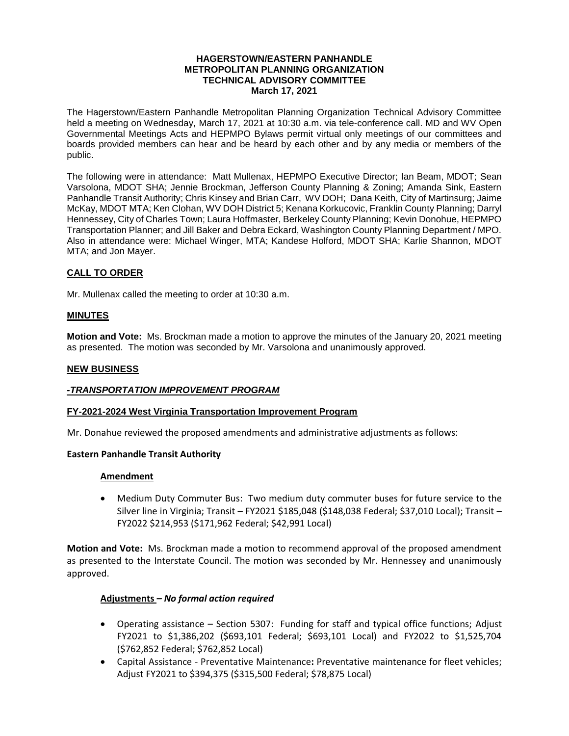**HAGERSTOWN/EASTERN PANHANDLE**
**METROPOLITAN PLANNING ORGANIZATION**
**TECHNICAL ADVISORY COMMITTEE**
**March 17, 2021**

The Hagerstown/Eastern Panhandle Metropolitan Planning Organization Technical Advisory Committee held a meeting on Wednesday, March 17, 2021 at 10:30 a.m. via tele-conference call. MD and WV Open Governmental Meetings Acts and HEPMPO Bylaws permit virtual only meetings of our committees and boards provided members can hear and be heard by each other and by any media or members of the public.

The following were in attendance: Matt Mullenax, HEPMPO Executive Director; Ian Beam, MDOT; Sean Varsolona, MDOT SHA; Jennie Brockman, Jefferson County Planning & Zoning; Amanda Sink, Eastern Panhandle Transit Authority; Chris Kinsey and Brian Carr, WV DOH; Dana Keith, City of Martinsurg; Jaime McKay, MDOT MTA; Ken Clohan, WV DOH District 5; Kenana Korkucovic, Franklin County Planning; Darryl Hennessey, City of Charles Town; Laura Hoffmaster, Berkeley County Planning; Kevin Donohue, HEPMPO Transportation Planner; and Jill Baker and Debra Eckard, Washington County Planning Department / MPO. Also in attendance were: Michael Winger, MTA; Kandese Holford, MDOT SHA; Karlie Shannon, MDOT MTA; and Jon Mayer.

## CALL TO ORDER

Mr. Mullenax called the meeting to order at 10:30 a.m.

## MINUTES

**Motion and Vote:** Ms. Brockman made a motion to approve the minutes of the January 20, 2021 meeting as presented. The motion was seconded by Mr. Varsolona and unanimously approved.

## NEW BUSINESS

### *-TRANSPORTATION IMPROVEMENT PROGRAM*

#### FY-2021-2024 West Virginia Transportation Improvement Program

Mr. Donahue reviewed the proposed amendments and administrative adjustments as follows:

#### Eastern Panhandle Transit Authority

##### Amendment

- Medium Duty Commuter Bus: Two medium duty commuter buses for future service to the Silver line in Virginia; Transit – FY2021 $185,048 ($148,038 Federal; $37,010 Local); Transit – FY2022 $214,953 ($171,962 Federal; $42,991 Local)

**Motion and Vote:** Ms. Brockman made a motion to recommend approval of the proposed amendment as presented to the Interstate Council. The motion was seconded by Mr. Hennessey and unanimously approved.

##### Adjustments – *No formal action required*

- Operating assistance – Section 5307: Funding for staff and typical office functions; Adjust FY2021 to $1,386,202 ($693,101 Federal; $693,101 Local) and FY2022 to $1,525,704 ($762,852 Federal; $762,852 Local)
- Capital Assistance - Preventative Maintenance**:** Preventative maintenance for fleet vehicles; Adjust FY2021 to $394,375 ($315,500 Federal; $78,875 Local)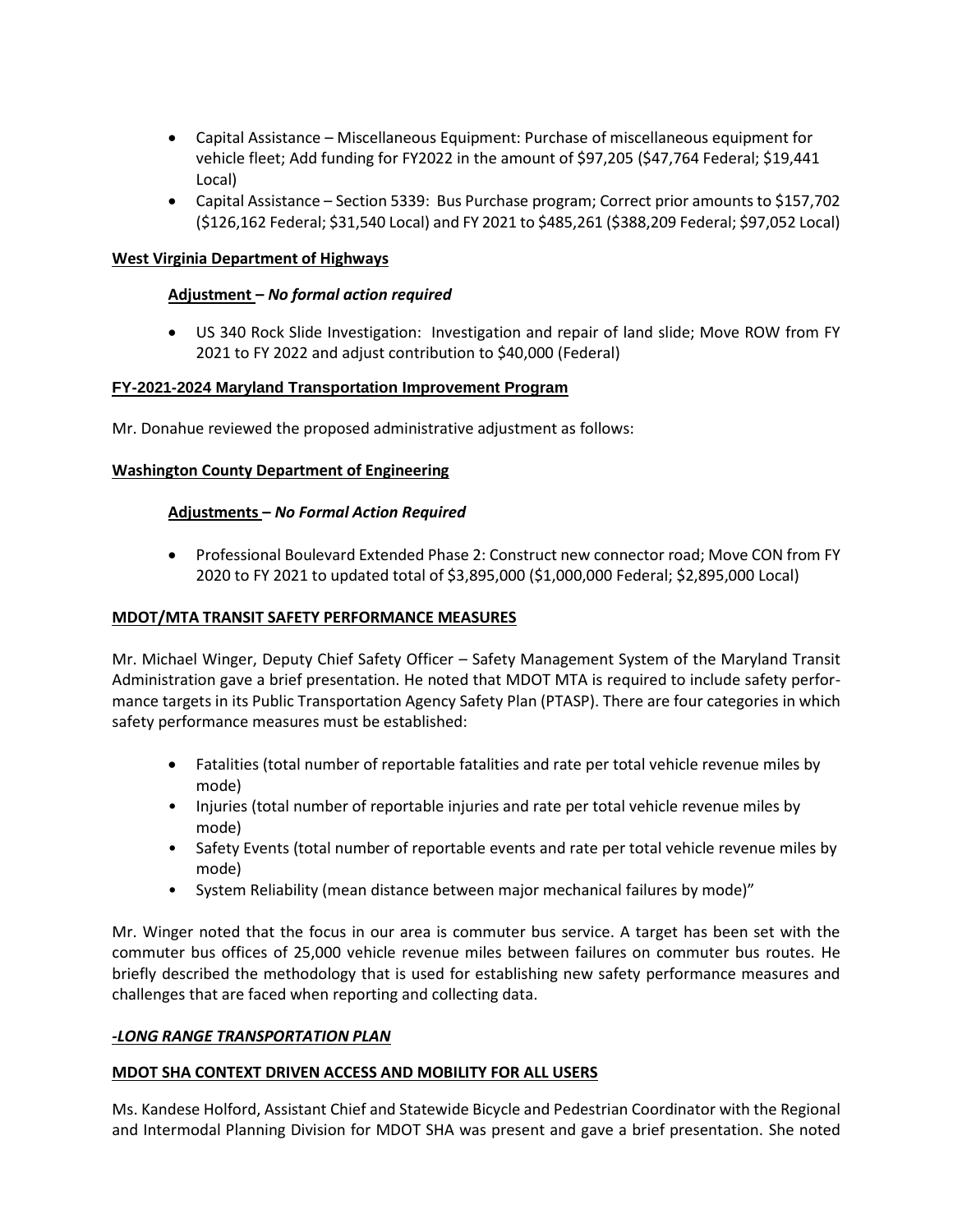- Capital Assistance – Miscellaneous Equipment: Purchase of miscellaneous equipment for vehicle fleet; Add funding for FY2022 in the amount of $97,205 ($47,764 Federal; $19,441 Local)
- Capital Assistance – Section 5339: Bus Purchase program; Correct prior amounts to $157,702 ($126,162 Federal; $31,540 Local) and FY 2021 to $485,261 ($388,209 Federal; $97,052 Local)

**West Virginia Department of Highways**

**Adjustment –** ***No formal action required***

- US 340 Rock Slide Investigation: Investigation and repair of land slide; Move ROW from FY 2021 to FY 2022 and adjust contribution to $40,000 (Federal)

**FY-2021-2024 Maryland Transportation Improvement Program**

Mr. Donahue reviewed the proposed administrative adjustment as follows:

**Washington County Department of Engineering**

**Adjustments –** ***No Formal Action Required***

- Professional Boulevard Extended Phase 2: Construct new connector road; Move CON from FY 2020 to FY 2021 to updated total of $3,895,000 ($1,000,000 Federal; $2,895,000 Local)

**MDOT/MTA TRANSIT SAFETY PERFORMANCE MEASURES**

Mr. Michael Winger, Deputy Chief Safety Officer – Safety Management System of the Maryland Transit Administration gave a brief presentation. He noted that MDOT MTA is required to include safety performance targets in its Public Transportation Agency Safety Plan (PTASP). There are four categories in which safety performance measures must be established:

- Fatalities (total number of reportable fatalities and rate per total vehicle revenue miles by mode)
- Injuries (total number of reportable injuries and rate per total vehicle revenue miles by mode)
- Safety Events (total number of reportable events and rate per total vehicle revenue miles by mode)
- System Reliability (mean distance between major mechanical failures by mode)"

Mr. Winger noted that the focus in our area is commuter bus service. A target has been set with the commuter bus offices of 25,000 vehicle revenue miles between failures on commuter bus routes. He briefly described the methodology that is used for establishing new safety performance measures and challenges that are faced when reporting and collecting data.

***-LONG RANGE TRANSPORTATION PLAN***

**MDOT SHA CONTEXT DRIVEN ACCESS AND MOBILITY FOR ALL USERS**

Ms. Kandese Holford, Assistant Chief and Statewide Bicycle and Pedestrian Coordinator with the Regional and Intermodal Planning Division for MDOT SHA was present and gave a brief presentation. She noted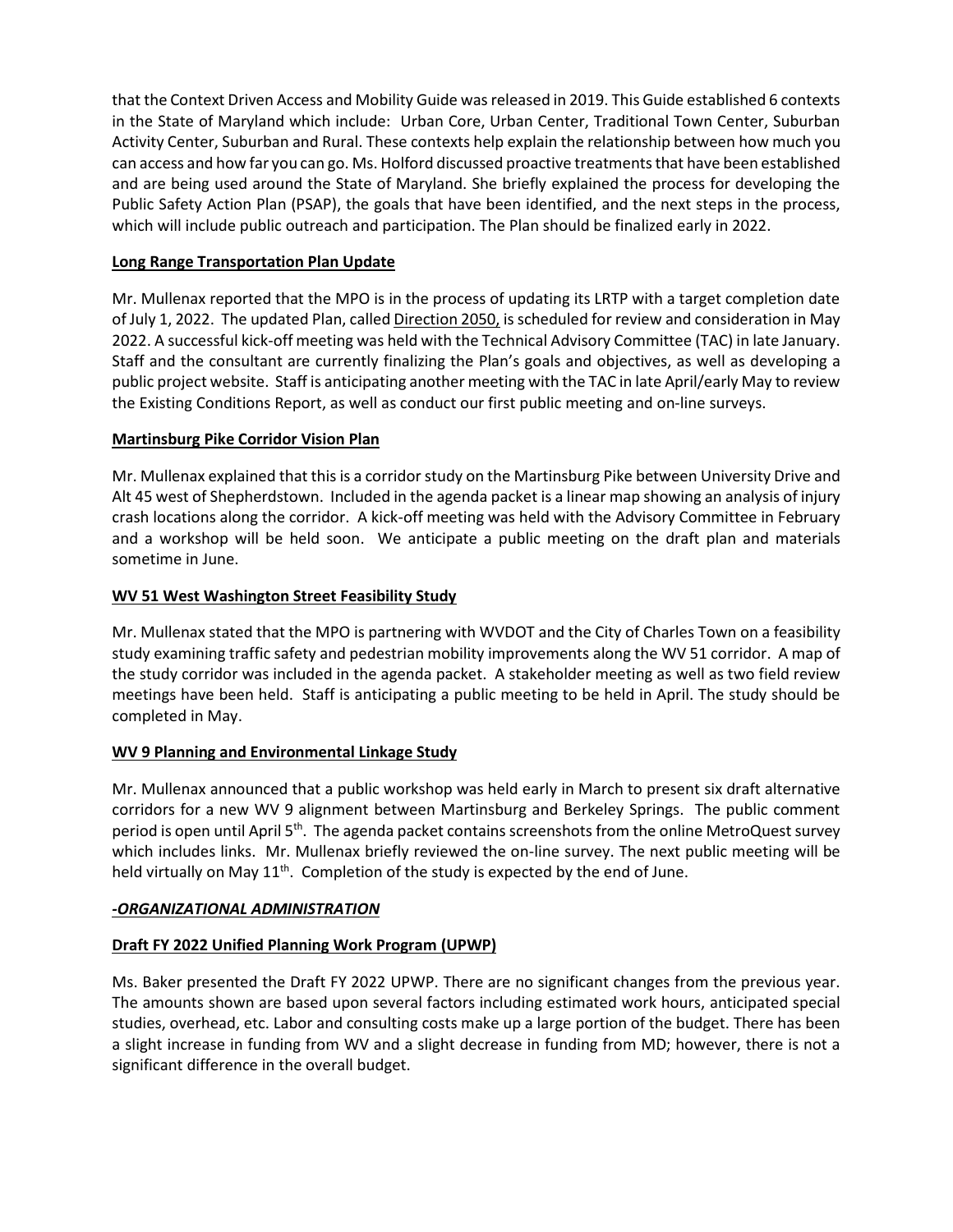that the Context Driven Access and Mobility Guide was released in 2019. This Guide established 6 contexts in the State of Maryland which include: Urban Core, Urban Center, Traditional Town Center, Suburban Activity Center, Suburban and Rural. These contexts help explain the relationship between how much you can access and how far you can go. Ms. Holford discussed proactive treatments that have been established and are being used around the State of Maryland. She briefly explained the process for developing the Public Safety Action Plan (PSAP), the goals that have been identified, and the next steps in the process, which will include public outreach and participation. The Plan should be finalized early in 2022.

**Long Range Transportation Plan Update**

Mr. Mullenax reported that the MPO is in the process of updating its LRTP with a target completion date of July 1, 2022. The updated Plan, called Direction 2050, is scheduled for review and consideration in May 2022. A successful kick-off meeting was held with the Technical Advisory Committee (TAC) in late January. Staff and the consultant are currently finalizing the Plan's goals and objectives, as well as developing a public project website. Staff is anticipating another meeting with the TAC in late April/early May to review the Existing Conditions Report, as well as conduct our first public meeting and on-line surveys.

**Martinsburg Pike Corridor Vision Plan**

Mr. Mullenax explained that this is a corridor study on the Martinsburg Pike between University Drive and Alt 45 west of Shepherdstown. Included in the agenda packet is a linear map showing an analysis of injury crash locations along the corridor. A kick-off meeting was held with the Advisory Committee in February and a workshop will be held soon. We anticipate a public meeting on the draft plan and materials sometime in June.

**WV 51 West Washington Street Feasibility Study**

Mr. Mullenax stated that the MPO is partnering with WVDOT and the City of Charles Town on a feasibility study examining traffic safety and pedestrian mobility improvements along the WV 51 corridor. A map of the study corridor was included in the agenda packet. A stakeholder meeting as well as two field review meetings have been held. Staff is anticipating a public meeting to be held in April. The study should be completed in May.

**WV 9 Planning and Environmental Linkage Study**

Mr. Mullenax announced that a public workshop was held early in March to present six draft alternative corridors for a new WV 9 alignment between Martinsburg and Berkeley Springs. The public comment period is open until April 5th. The agenda packet contains screenshots from the online MetroQuest survey which includes links. Mr. Mullenax briefly reviewed the on-line survey. The next public meeting will be held virtually on May 11th. Completion of the study is expected by the end of June.

***-ORGANIZATIONAL ADMINISTRATION***

**Draft FY 2022 Unified Planning Work Program (UPWP)**

Ms. Baker presented the Draft FY 2022 UPWP. There are no significant changes from the previous year. The amounts shown are based upon several factors including estimated work hours, anticipated special studies, overhead, etc. Labor and consulting costs make up a large portion of the budget. There has been a slight increase in funding from WV and a slight decrease in funding from MD; however, there is not a significant difference in the overall budget.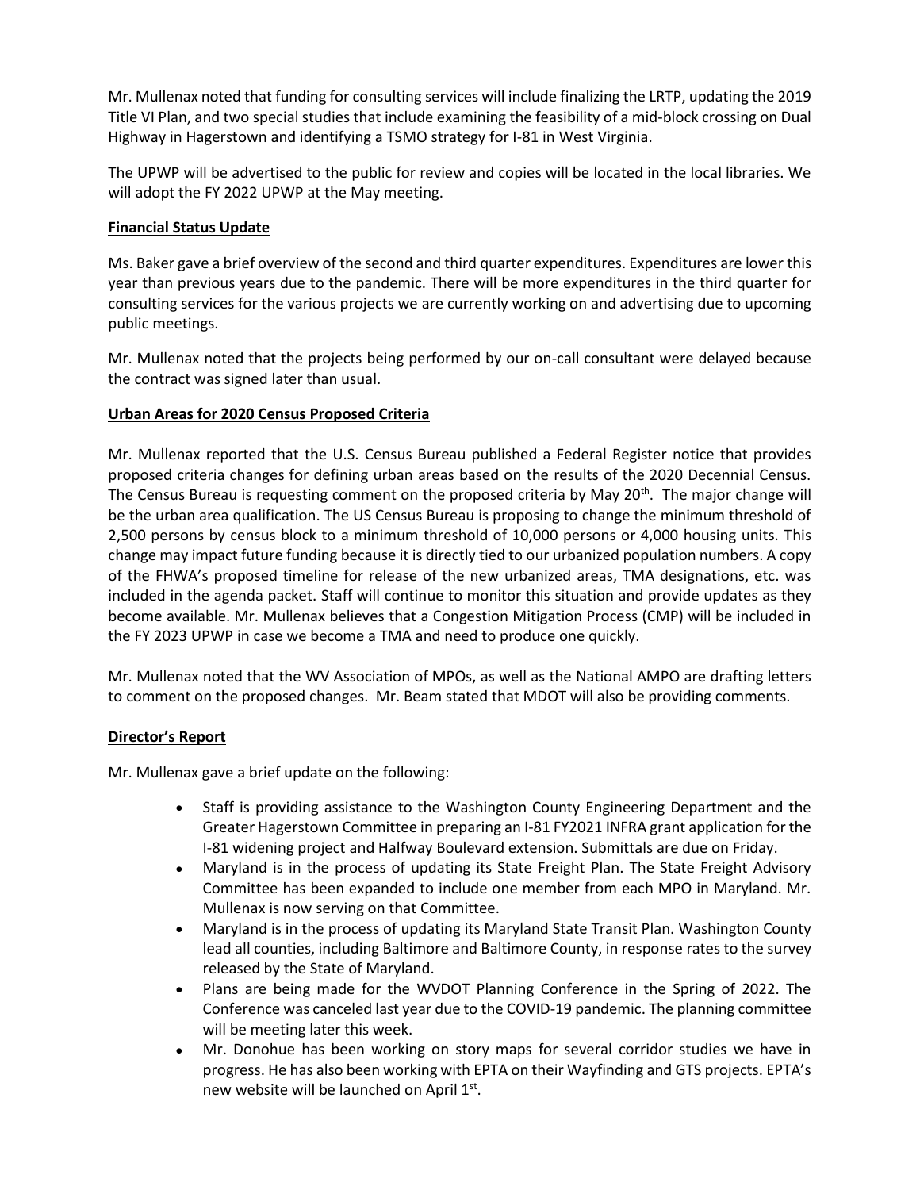Mr. Mullenax noted that funding for consulting services will include finalizing the LRTP, updating the 2019 Title VI Plan, and two special studies that include examining the feasibility of a mid-block crossing on Dual Highway in Hagerstown and identifying a TSMO strategy for I-81 in West Virginia.

The UPWP will be advertised to the public for review and copies will be located in the local libraries. We will adopt the FY 2022 UPWP at the May meeting.

**Financial Status Update**

Ms. Baker gave a brief overview of the second and third quarter expenditures. Expenditures are lower this year than previous years due to the pandemic. There will be more expenditures in the third quarter for consulting services for the various projects we are currently working on and advertising due to upcoming public meetings.

Mr. Mullenax noted that the projects being performed by our on-call consultant were delayed because the contract was signed later than usual.

**Urban Areas for 2020 Census Proposed Criteria**

Mr. Mullenax reported that the U.S. Census Bureau published a Federal Register notice that provides proposed criteria changes for defining urban areas based on the results of the 2020 Decennial Census. The Census Bureau is requesting comment on the proposed criteria by May 20th. The major change will be the urban area qualification. The US Census Bureau is proposing to change the minimum threshold of 2,500 persons by census block to a minimum threshold of 10,000 persons or 4,000 housing units. This change may impact future funding because it is directly tied to our urbanized population numbers. A copy of the FHWA's proposed timeline for release of the new urbanized areas, TMA designations, etc. was included in the agenda packet. Staff will continue to monitor this situation and provide updates as they become available. Mr. Mullenax believes that a Congestion Mitigation Process (CMP) will be included in the FY 2023 UPWP in case we become a TMA and need to produce one quickly.

Mr. Mullenax noted that the WV Association of MPOs, as well as the National AMPO are drafting letters to comment on the proposed changes. Mr. Beam stated that MDOT will also be providing comments.

**Director's Report**

Mr. Mullenax gave a brief update on the following:

- Staff is providing assistance to the Washington County Engineering Department and the Greater Hagerstown Committee in preparing an I-81 FY2021 INFRA grant application for the I-81 widening project and Halfway Boulevard extension. Submittals are due on Friday.
- Maryland is in the process of updating its State Freight Plan. The State Freight Advisory Committee has been expanded to include one member from each MPO in Maryland. Mr. Mullenax is now serving on that Committee.
- Maryland is in the process of updating its Maryland State Transit Plan. Washington County lead all counties, including Baltimore and Baltimore County, in response rates to the survey released by the State of Maryland.
- Plans are being made for the WVDOT Planning Conference in the Spring of 2022. The Conference was canceled last year due to the COVID-19 pandemic. The planning committee will be meeting later this week.
- Mr. Donohue has been working on story maps for several corridor studies we have in progress. He has also been working with EPTA on their Wayfinding and GTS projects. EPTA's new website will be launched on April 1st.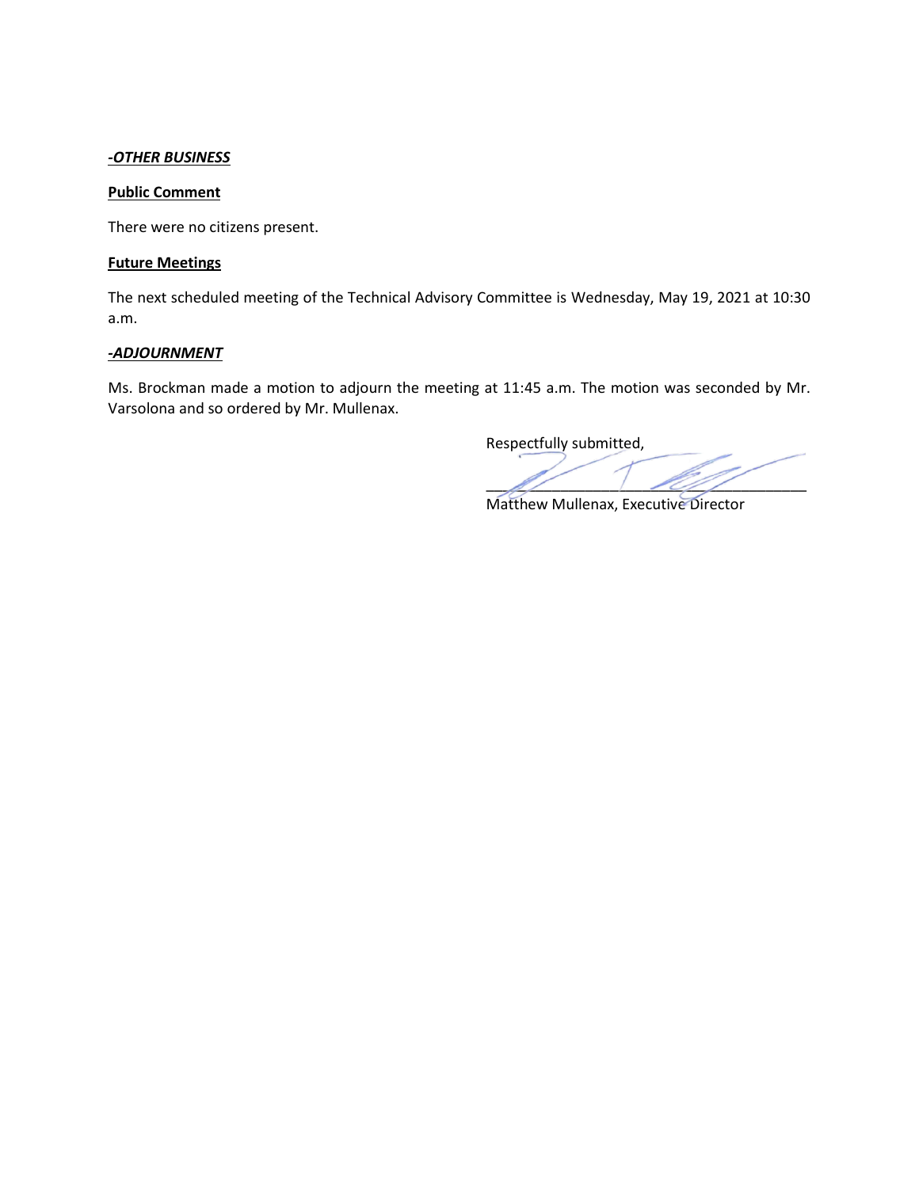***-OTHER BUSINESS***

**Public Comment**

There were no citizens present.

**Future Meetings**

The next scheduled meeting of the Technical Advisory Committee is Wednesday, May 19, 2021 at 10:30 a.m.

***-ADJOURNMENT***

Ms. Brockman made a motion to adjourn the meeting at 11:45 a.m. The motion was seconded by Mr. Varsolona and so ordered by Mr. Mullenax.

Respectfully submitted,

_______________________________________

Matthew Mullenax, Executive Director